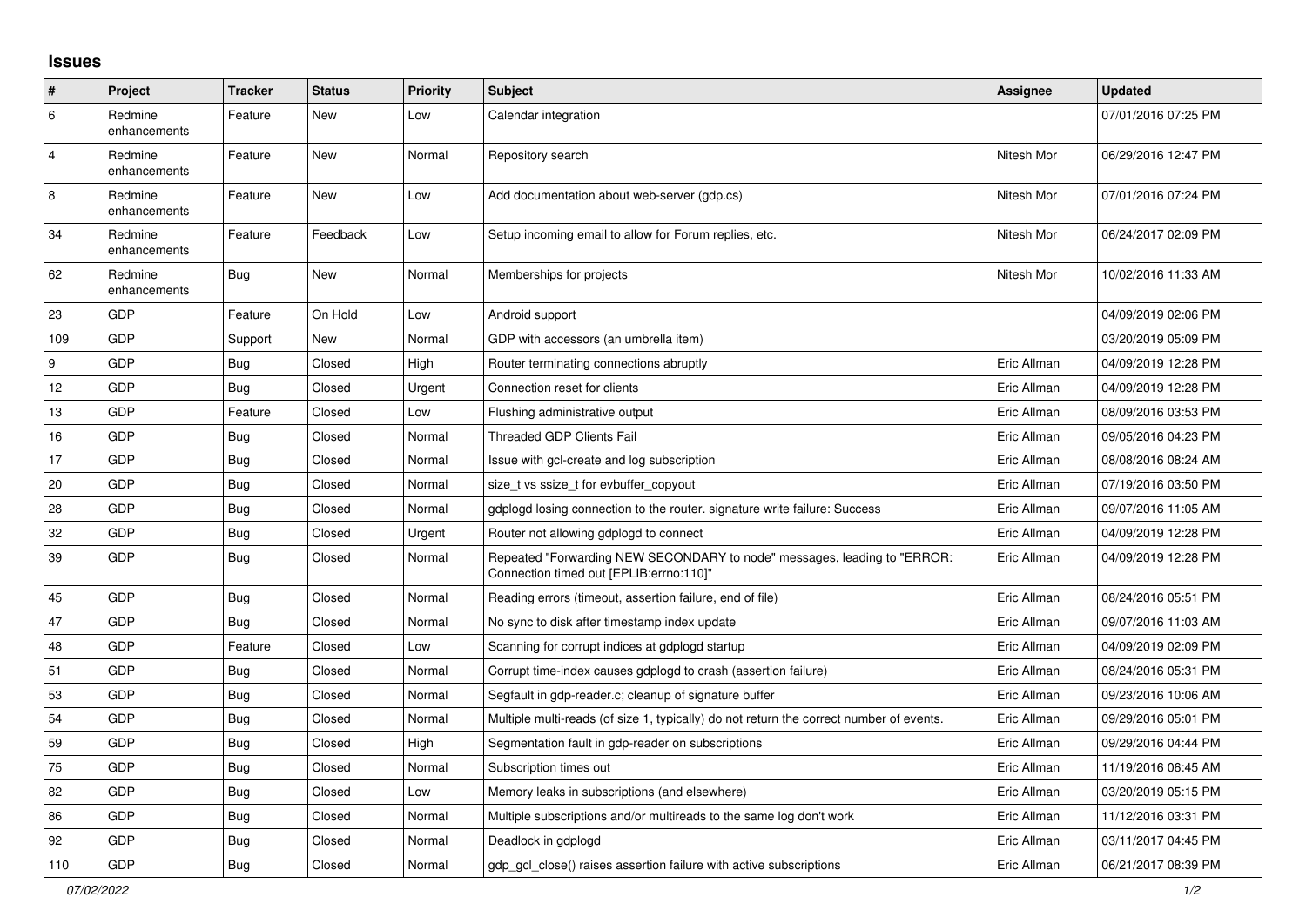# Issues

| # | Project | Tracker | Status | Priority | Subject | Assignee | Updated |
|---|---|---|---|---|---|---|---|
| 6 | Redmine enhancements | Feature | New | Low | Calendar integration | | 07/01/2016 07:25 PM |
| 4 | Redmine enhancements | Feature | New | Normal | Repository search | Nitesh Mor | 06/29/2016 12:47 PM |
| 8 | Redmine enhancements | Feature | New | Low | Add documentation about web-server (gdp.cs) | Nitesh Mor | 07/01/2016 07:24 PM |
| 34 | Redmine enhancements | Feature | Feedback | Low | Setup incoming email to allow for Forum replies, etc. | Nitesh Mor | 06/24/2017 02:09 PM |
| 62 | Redmine enhancements | Bug | New | Normal | Memberships for projects | Nitesh Mor | 10/02/2016 11:33 AM |
| 23 | GDP | Feature | On Hold | Low | Android support | | 04/09/2019 02:06 PM |
| 109 | GDP | Support | New | Normal | GDP with accessors (an umbrella item) | | 03/20/2019 05:09 PM |
| 9 | GDP | Bug | Closed | High | Router terminating connections abruptly | Eric Allman | 04/09/2019 12:28 PM |
| 12 | GDP | Bug | Closed | Urgent | Connection reset for clients | Eric Allman | 04/09/2019 12:28 PM |
| 13 | GDP | Feature | Closed | Low | Flushing administrative output | Eric Allman | 08/09/2016 03:53 PM |
| 16 | GDP | Bug | Closed | Normal | Threaded GDP Clients Fail | Eric Allman | 09/05/2016 04:23 PM |
| 17 | GDP | Bug | Closed | Normal | Issue with gcl-create and log subscription | Eric Allman | 08/08/2016 08:24 AM |
| 20 | GDP | Bug | Closed | Normal | size_t vs ssize_t for evbuffer_copyout | Eric Allman | 07/19/2016 03:50 PM |
| 28 | GDP | Bug | Closed | Normal | gdplogd losing connection to the router. signature write failure: Success | Eric Allman | 09/07/2016 11:05 AM |
| 32 | GDP | Bug | Closed | Urgent | Router not allowing gdplogd to connect | Eric Allman | 04/09/2019 12:28 PM |
| 39 | GDP | Bug | Closed | Normal | Repeated "Forwarding NEW SECONDARY to node" messages, leading to "ERROR: Connection timed out [EPLIB:errno:110]" | Eric Allman | 04/09/2019 12:28 PM |
| 45 | GDP | Bug | Closed | Normal | Reading errors (timeout, assertion failure, end of file) | Eric Allman | 08/24/2016 05:51 PM |
| 47 | GDP | Bug | Closed | Normal | No sync to disk after timestamp index update | Eric Allman | 09/07/2016 11:03 AM |
| 48 | GDP | Feature | Closed | Low | Scanning for corrupt indices at gdplogd startup | Eric Allman | 04/09/2019 02:09 PM |
| 51 | GDP | Bug | Closed | Normal | Corrupt time-index causes gdplogd to crash (assertion failure) | Eric Allman | 08/24/2016 05:31 PM |
| 53 | GDP | Bug | Closed | Normal | Segfault in gdp-reader.c; cleanup of signature buffer | Eric Allman | 09/23/2016 10:06 AM |
| 54 | GDP | Bug | Closed | Normal | Multiple multi-reads (of size 1, typically) do not return the correct number of events. | Eric Allman | 09/29/2016 05:01 PM |
| 59 | GDP | Bug | Closed | High | Segmentation fault in gdp-reader on subscriptions | Eric Allman | 09/29/2016 04:44 PM |
| 75 | GDP | Bug | Closed | Normal | Subscription times out | Eric Allman | 11/19/2016 06:45 AM |
| 82 | GDP | Bug | Closed | Low | Memory leaks in subscriptions (and elsewhere) | Eric Allman | 03/20/2019 05:15 PM |
| 86 | GDP | Bug | Closed | Normal | Multiple subscriptions and/or multireads to the same log don't work | Eric Allman | 11/12/2016 03:31 PM |
| 92 | GDP | Bug | Closed | Normal | Deadlock in gdplogd | Eric Allman | 03/11/2017 04:45 PM |
| 110 | GDP | Bug | Closed | Normal | gdp_gcl_close() raises assertion failure with active subscriptions | Eric Allman | 06/21/2017 08:39 PM |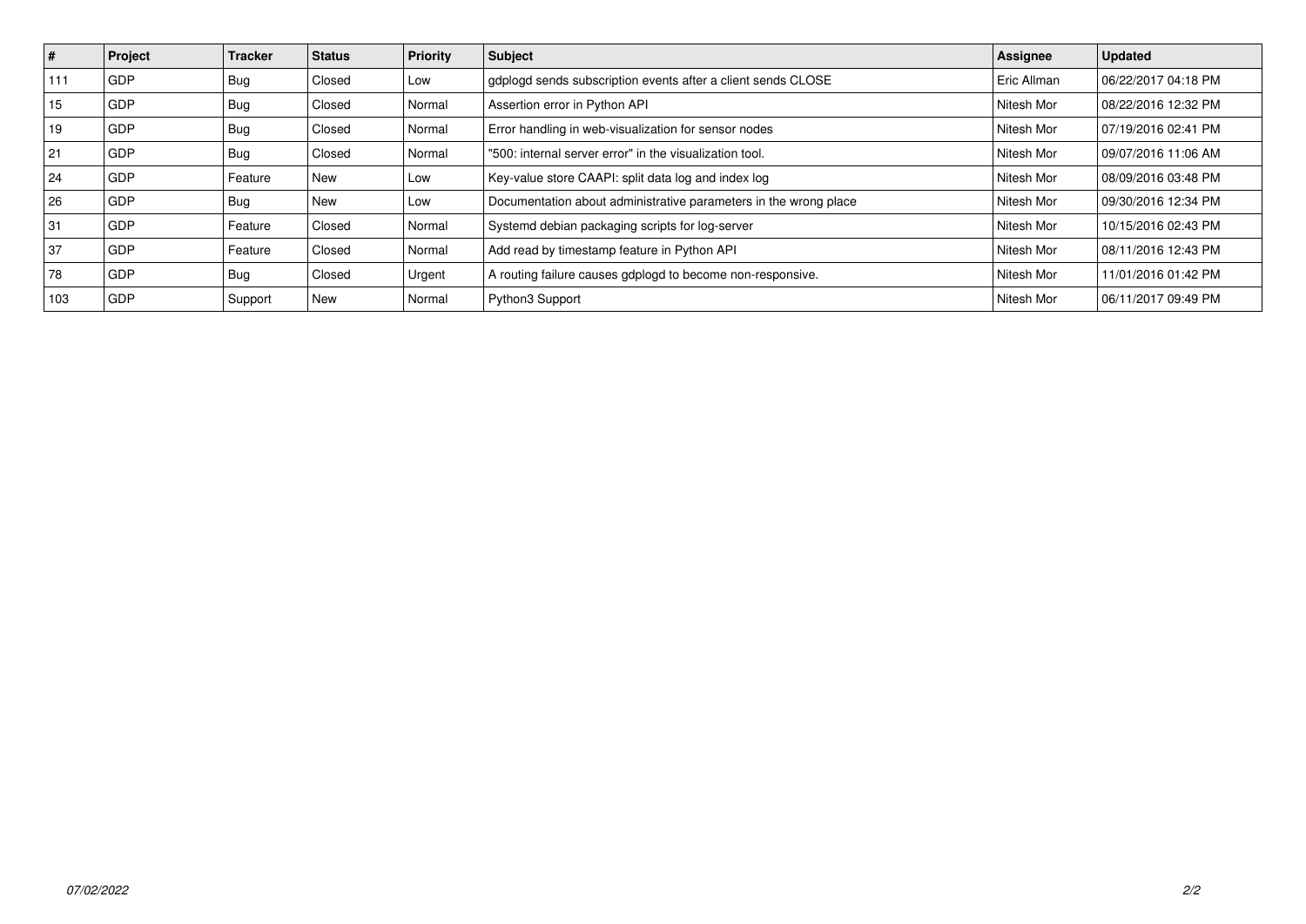| # | Project | Tracker | Status | Priority | Subject | Assignee | Updated |
|---|---|---|---|---|---|---|---|
| 111 | GDP | Bug | Closed | Low | gdplogd sends subscription events after a client sends CLOSE | Eric Allman | 06/22/2017 04:18 PM |
| 15 | GDP | Bug | Closed | Normal | Assertion error in Python API | Nitesh Mor | 08/22/2016 12:32 PM |
| 19 | GDP | Bug | Closed | Normal | Error handling in web-visualization for sensor nodes | Nitesh Mor | 07/19/2016 02:41 PM |
| 21 | GDP | Bug | Closed | Normal | "500: internal server error" in the visualization tool. | Nitesh Mor | 09/07/2016 11:06 AM |
| 24 | GDP | Feature | New | Low | Key-value store CAAPI: split data log and index log | Nitesh Mor | 08/09/2016 03:48 PM |
| 26 | GDP | Bug | New | Low | Documentation about administrative parameters in the wrong place | Nitesh Mor | 09/30/2016 12:34 PM |
| 31 | GDP | Feature | Closed | Normal | Systemd debian packaging scripts for log-server | Nitesh Mor | 10/15/2016 02:43 PM |
| 37 | GDP | Feature | Closed | Normal | Add read by timestamp feature in Python API | Nitesh Mor | 08/11/2016 12:43 PM |
| 78 | GDP | Bug | Closed | Urgent | A routing failure causes gdplogd to become non-responsive. | Nitesh Mor | 11/01/2016 01:42 PM |
| 103 | GDP | Support | New | Normal | Python3 Support | Nitesh Mor | 06/11/2017 09:49 PM |

*07/02/2022*